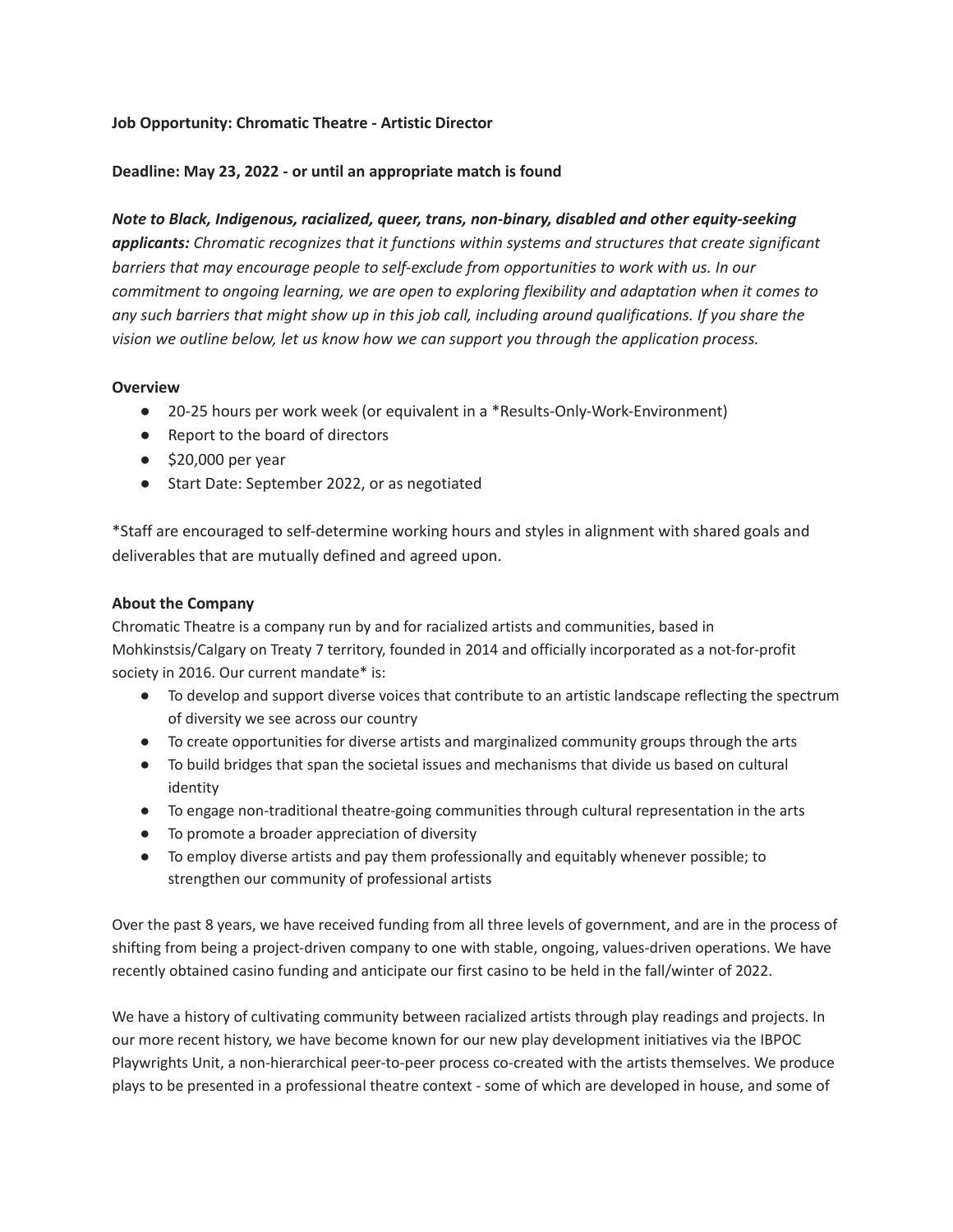**Job Opportunity: Chromatic Theatre - Artistic Director**

**Deadline: May 23, 2022 - or until an appropriate match is found**

***Note to Black, Indigenous, racialized, queer, trans, non-binary, disabled and other equity-seeking applicants:*** *Chromatic recognizes that it functions within systems and structures that create significant barriers that may encourage people to self-exclude from opportunities to work with us. In our commitment to ongoing learning, we are open to exploring flexibility and adaptation when it comes to any such barriers that might show up in this job call, including around qualifications. If you share the vision we outline below, let us know how we can support you through the application process.*

**Overview**

- 20-25 hours per work week (or equivalent in a *Results-Only-Work-Environment)
- Report to the board of directors
- $20,000 per year
- Start Date: September 2022, or as negotiated

*Staff are encouraged to self-determine working hours and styles in alignment with shared goals and deliverables that are mutually defined and agreed upon.

**About the Company**

Chromatic Theatre is a company run by and for racialized artists and communities, based in Mohkinstsis/Calgary on Treaty 7 territory, founded in 2014 and officially incorporated as a not-for-profit society in 2016. Our current mandate* is:

- To develop and support diverse voices that contribute to an artistic landscape reflecting the spectrum of diversity we see across our country
- To create opportunities for diverse artists and marginalized community groups through the arts
- To build bridges that span the societal issues and mechanisms that divide us based on cultural identity
- To engage non-traditional theatre-going communities through cultural representation in the arts
- To promote a broader appreciation of diversity
- To employ diverse artists and pay them professionally and equitably whenever possible; to strengthen our community of professional artists

Over the past 8 years, we have received funding from all three levels of government, and are in the process of shifting from being a project-driven company to one with stable, ongoing, values-driven operations. We have recently obtained casino funding and anticipate our first casino to be held in the fall/winter of 2022.

We have a history of cultivating community between racialized artists through play readings and projects. In our more recent history, we have become known for our new play development initiatives via the IBPOC Playwrights Unit, a non-hierarchical peer-to-peer process co-created with the artists themselves. We produce plays to be presented in a professional theatre context - some of which are developed in house, and some of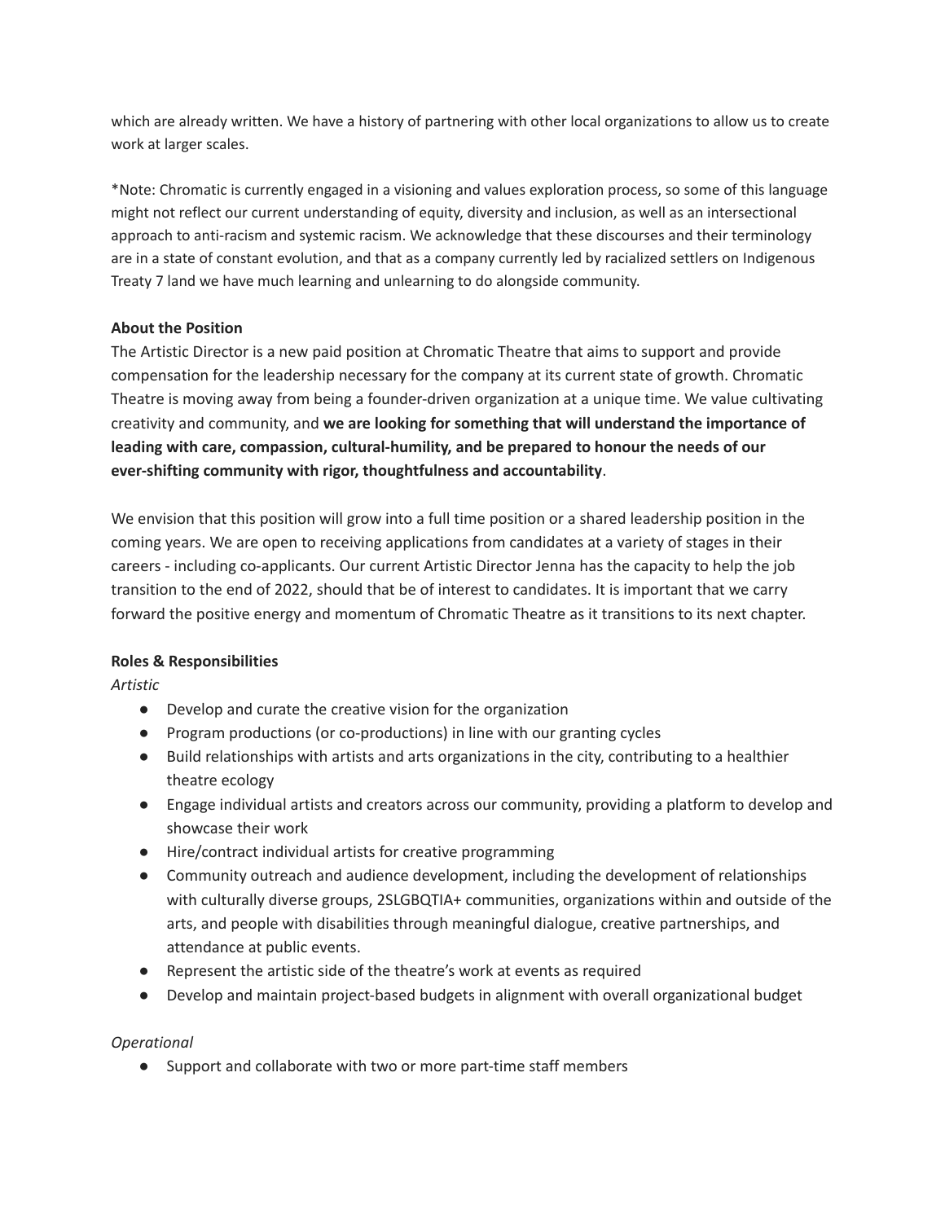which are already written. We have a history of partnering with other local organizations to allow us to create work at larger scales.

*Note: Chromatic is currently engaged in a visioning and values exploration process, so some of this language might not reflect our current understanding of equity, diversity and inclusion, as well as an intersectional approach to anti-racism and systemic racism. We acknowledge that these discourses and their terminology are in a state of constant evolution, and that as a company currently led by racialized settlers on Indigenous Treaty 7 land we have much learning and unlearning to do alongside community.

**About the Position**

The Artistic Director is a new paid position at Chromatic Theatre that aims to support and provide compensation for the leadership necessary for the company at its current state of growth. Chromatic Theatre is moving away from being a founder-driven organization at a unique time. We value cultivating creativity and community, and **we are looking for something that will understand the importance of leading with care, compassion, cultural-humility, and be prepared to honour the needs of our ever-shifting community with rigor, thoughtfulness and accountability**.

We envision that this position will grow into a full time position or a shared leadership position in the coming years. We are open to receiving applications from candidates at a variety of stages in their careers - including co-applicants. Our current Artistic Director Jenna has the capacity to help the job transition to the end of 2022, should that be of interest to candidates. It is important that we carry forward the positive energy and momentum of Chromatic Theatre as it transitions to its next chapter.

**Roles & Responsibilities**

*Artistic*

- Develop and curate the creative vision for the organization
- Program productions (or co-productions) in line with our granting cycles
- Build relationships with artists and arts organizations in the city, contributing to a healthier theatre ecology
- Engage individual artists and creators across our community, providing a platform to develop and showcase their work
- Hire/contract individual artists for creative programming
- Community outreach and audience development, including the development of relationships with culturally diverse groups, 2SLGBQTIA+ communities, organizations within and outside of the arts, and people with disabilities through meaningful dialogue, creative partnerships, and attendance at public events.
- Represent the artistic side of the theatre's work at events as required
- Develop and maintain project-based budgets in alignment with overall organizational budget

*Operational*

- Support and collaborate with two or more part-time staff members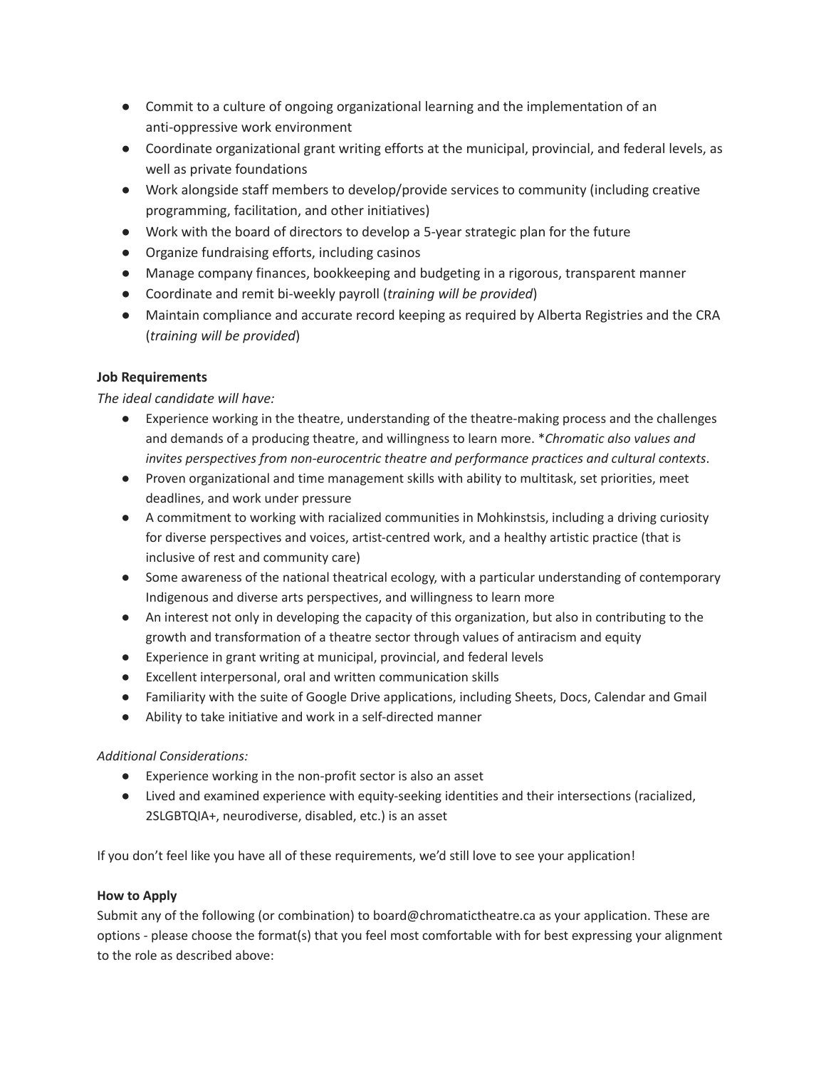- Commit to a culture of ongoing organizational learning and the implementation of an anti-oppressive work environment
- Coordinate organizational grant writing efforts at the municipal, provincial, and federal levels, as well as private foundations
- Work alongside staff members to develop/provide services to community (including creative programming, facilitation, and other initiatives)
- Work with the board of directors to develop a 5-year strategic plan for the future
- Organize fundraising efforts, including casinos
- Manage company finances, bookkeeping and budgeting in a rigorous, transparent manner
- Coordinate and remit bi-weekly payroll (*training will be provided*)
- Maintain compliance and accurate record keeping as required by Alberta Registries and the CRA (*training will be provided*)

**Job Requirements**

*The ideal candidate will have:*

- Experience working in the theatre, understanding of the theatre-making process and the challenges and demands of a producing theatre, and willingness to learn more. **Chromatic also values and invites perspectives from non-eurocentric theatre and performance practices and cultural contexts*.
- Proven organizational and time management skills with ability to multitask, set priorities, meet deadlines, and work under pressure
- A commitment to working with racialized communities in Mohkinstsis, including a driving curiosity for diverse perspectives and voices, artist-centred work, and a healthy artistic practice (that is inclusive of rest and community care)
- Some awareness of the national theatrical ecology, with a particular understanding of contemporary Indigenous and diverse arts perspectives, and willingness to learn more
- An interest not only in developing the capacity of this organization, but also in contributing to the growth and transformation of a theatre sector through values of antiracism and equity
- Experience in grant writing at municipal, provincial, and federal levels
- Excellent interpersonal, oral and written communication skills
- Familiarity with the suite of Google Drive applications, including Sheets, Docs, Calendar and Gmail
- Ability to take initiative and work in a self-directed manner

*Additional Considerations:*

- Experience working in the non-profit sector is also an asset
- Lived and examined experience with equity-seeking identities and their intersections (racialized, 2SLGBTQIA+, neurodiverse, disabled, etc.) is an asset

If you don't feel like you have all of these requirements, we'd still love to see your application!

**How to Apply**

Submit any of the following (or combination) to board@chromatictheatre.ca as your application. These are options - please choose the format(s) that you feel most comfortable with for best expressing your alignment to the role as described above: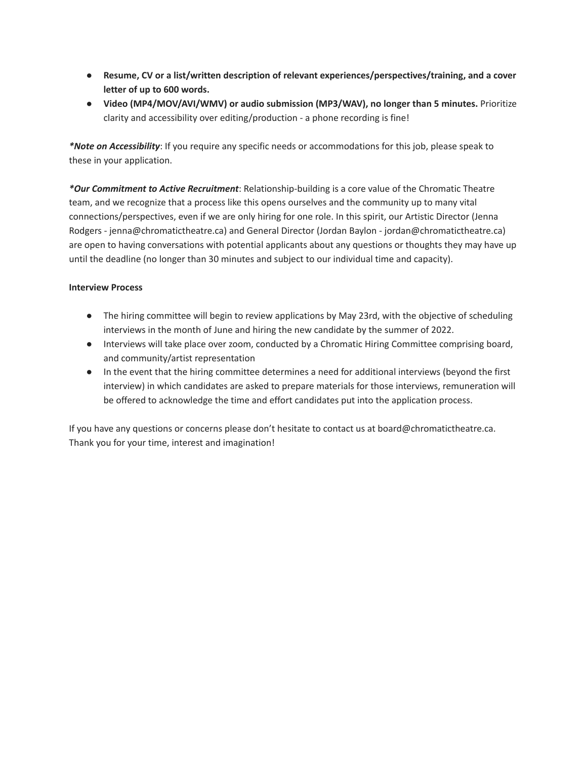- **Resume, CV or a list/written description of relevant experiences/perspectives/training, and a cover letter of up to 600 words.**
- **Video (MP4/MOV/AVI/WMV) or audio submission (MP3/WAV), no longer than 5 minutes.** Prioritize clarity and accessibility over editing/production - a phone recording is fine!

***Note on Accessibility**: If you require any specific needs or accommodations for this job, please speak to these in your application.

***Our Commitment to Active Recruitment**: Relationship-building is a core value of the Chromatic Theatre team, and we recognize that a process like this opens ourselves and the community up to many vital connections/perspectives, even if we are only hiring for one role. In this spirit, our Artistic Director (Jenna Rodgers - jenna@chromatictheatre.ca) and General Director (Jordan Baylon - jordan@chromatictheatre.ca) are open to having conversations with potential applicants about any questions or thoughts they may have up until the deadline (no longer than 30 minutes and subject to our individual time and capacity).

**Interview Process**

- The hiring committee will begin to review applications by May 23rd, with the objective of scheduling interviews in the month of June and hiring the new candidate by the summer of 2022.
- Interviews will take place over zoom, conducted by a Chromatic Hiring Committee comprising board, and community/artist representation
- In the event that the hiring committee determines a need for additional interviews (beyond the first interview) in which candidates are asked to prepare materials for those interviews, remuneration will be offered to acknowledge the time and effort candidates put into the application process.

If you have any questions or concerns please don't hesitate to contact us at board@chromatictheatre.ca. Thank you for your time, interest and imagination!